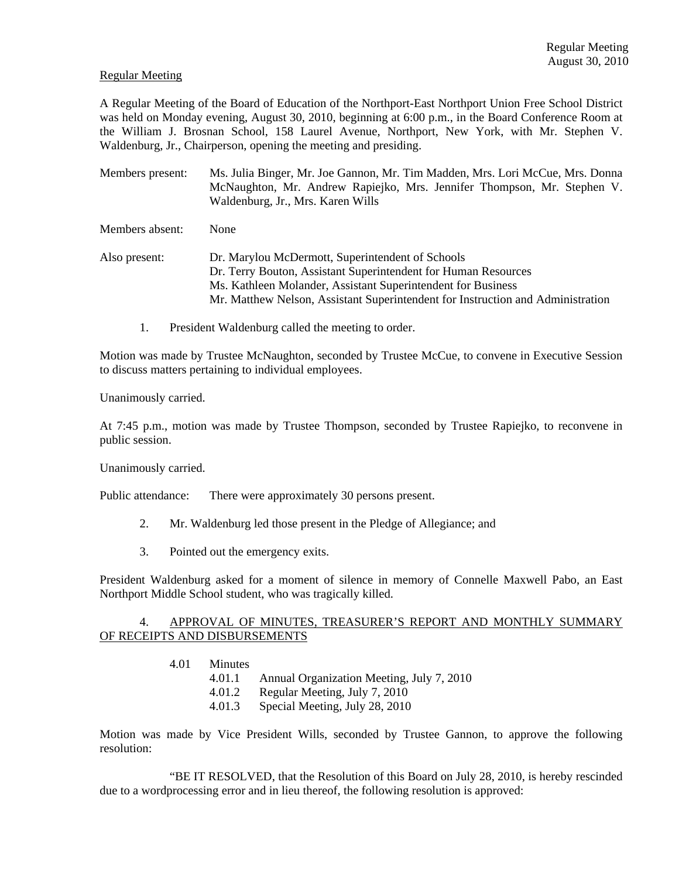Regular Meeting

A Regular Meeting of the Board of Education of the Northport-East Northport Union Free School District was held on Monday evening, August 30, 2010, beginning at 6:00 p.m., in the Board Conference Room at the William J. Brosnan School, 158 Laurel Avenue, Northport, New York, with Mr. Stephen V. Waldenburg, Jr., Chairperson, opening the meeting and presiding.

Members present: Ms. Julia Binger, Mr. Joe Gannon, Mr. Tim Madden, Mrs. Lori McCue, Mrs. Donna McNaughton, Mr. Andrew Rapiejko, Mrs. Jennifer Thompson, Mr. Stephen V. Waldenburg, Jr., Mrs. Karen Wills

Members absent: None

Also present: Dr. Marylou McDermott, Superintendent of Schools
Dr. Terry Bouton, Assistant Superintendent for Human Resources
Ms. Kathleen Molander, Assistant Superintendent for Business
Mr. Matthew Nelson, Assistant Superintendent for Instruction and Administration

1. President Waldenburg called the meeting to order.

Motion was made by Trustee McNaughton, seconded by Trustee McCue, to convene in Executive Session to discuss matters pertaining to individual employees.

Unanimously carried.

At 7:45 p.m., motion was made by Trustee Thompson, seconded by Trustee Rapiejko, to reconvene in public session.

Unanimously carried.

Public attendance: There were approximately 30 persons present.

2. Mr. Waldenburg led those present in the Pledge of Allegiance; and

3. Pointed out the emergency exits.

President Waldenburg asked for a moment of silence in memory of Connelle Maxwell Pabo, an East Northport Middle School student, who was tragically killed.

4. APPROVAL OF MINUTES, TREASURER'S REPORT AND MONTHLY SUMMARY OF RECEIPTS AND DISBURSEMENTS

4.01 Minutes
- 4.01.1 Annual Organization Meeting, July 7, 2010
- 4.01.2 Regular Meeting, July 7, 2010
- 4.01.3 Special Meeting, July 28, 2010

Motion was made by Vice President Wills, seconded by Trustee Gannon, to approve the following resolution:

"BE IT RESOLVED, that the Resolution of this Board on July 28, 2010, is hereby rescinded due to a wordprocessing error and in lieu thereof, the following resolution is approved: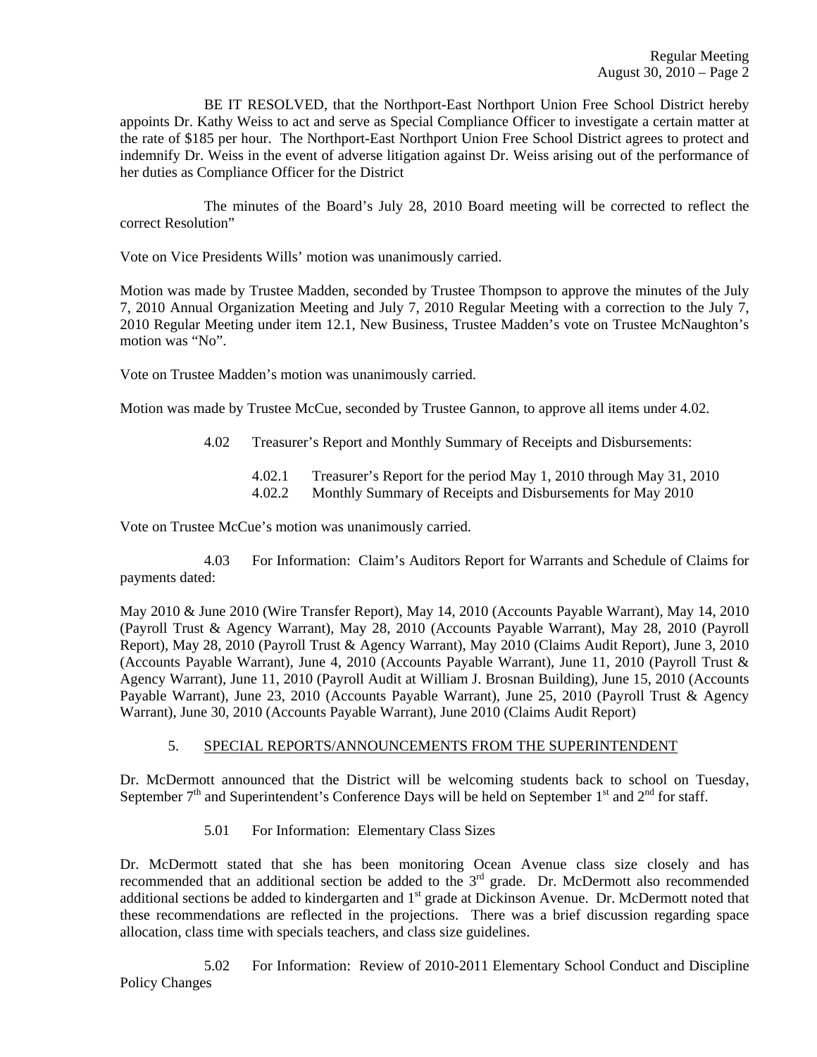BE IT RESOLVED, that the Northport-East Northport Union Free School District hereby appoints Dr. Kathy Weiss to act and serve as Special Compliance Officer to investigate a certain matter at the rate of $185 per hour. The Northport-East Northport Union Free School District agrees to protect and indemnify Dr. Weiss in the event of adverse litigation against Dr. Weiss arising out of the performance of her duties as Compliance Officer for the District

The minutes of the Board's July 28, 2010 Board meeting will be corrected to reflect the correct Resolution"

Vote on Vice Presidents Wills' motion was unanimously carried.

Motion was made by Trustee Madden, seconded by Trustee Thompson to approve the minutes of the July 7, 2010 Annual Organization Meeting and July 7, 2010 Regular Meeting with a correction to the July 7, 2010 Regular Meeting under item 12.1, New Business, Trustee Madden's vote on Trustee McNaughton's motion was "No".

Vote on Trustee Madden's motion was unanimously carried.

Motion was made by Trustee McCue, seconded by Trustee Gannon, to approve all items under 4.02.

4.02 Treasurer's Report and Monthly Summary of Receipts and Disbursements:

4.02.1 Treasurer's Report for the period May 1, 2010 through May 31, 2010
4.02.2 Monthly Summary of Receipts and Disbursements for May 2010

Vote on Trustee McCue's motion was unanimously carried.

4.03 For Information: Claim's Auditors Report for Warrants and Schedule of Claims for payments dated:

May 2010 & June 2010 (Wire Transfer Report), May 14, 2010 (Accounts Payable Warrant), May 14, 2010 (Payroll Trust & Agency Warrant), May 28, 2010 (Accounts Payable Warrant), May 28, 2010 (Payroll Report), May 28, 2010 (Payroll Trust & Agency Warrant), May 2010 (Claims Audit Report), June 3, 2010 (Accounts Payable Warrant), June 4, 2010 (Accounts Payable Warrant), June 11, 2010 (Payroll Trust & Agency Warrant), June 11, 2010 (Payroll Audit at William J. Brosnan Building), June 15, 2010 (Accounts Payable Warrant), June 23, 2010 (Accounts Payable Warrant), June 25, 2010 (Payroll Trust & Agency Warrant), June 30, 2010 (Accounts Payable Warrant), June 2010 (Claims Audit Report)

## 5. SPECIAL REPORTS/ANNOUNCEMENTS FROM THE SUPERINTENDENT

Dr. McDermott announced that the District will be welcoming students back to school on Tuesday, September 7th and Superintendent's Conference Days will be held on September 1st and 2nd for staff.

5.01 For Information: Elementary Class Sizes

Dr. McDermott stated that she has been monitoring Ocean Avenue class size closely and has recommended that an additional section be added to the 3rd grade. Dr. McDermott also recommended additional sections be added to kindergarten and 1st grade at Dickinson Avenue. Dr. McDermott noted that these recommendations are reflected in the projections. There was a brief discussion regarding space allocation, class time with specials teachers, and class size guidelines.

5.02 For Information: Review of 2010-2011 Elementary School Conduct and Discipline Policy Changes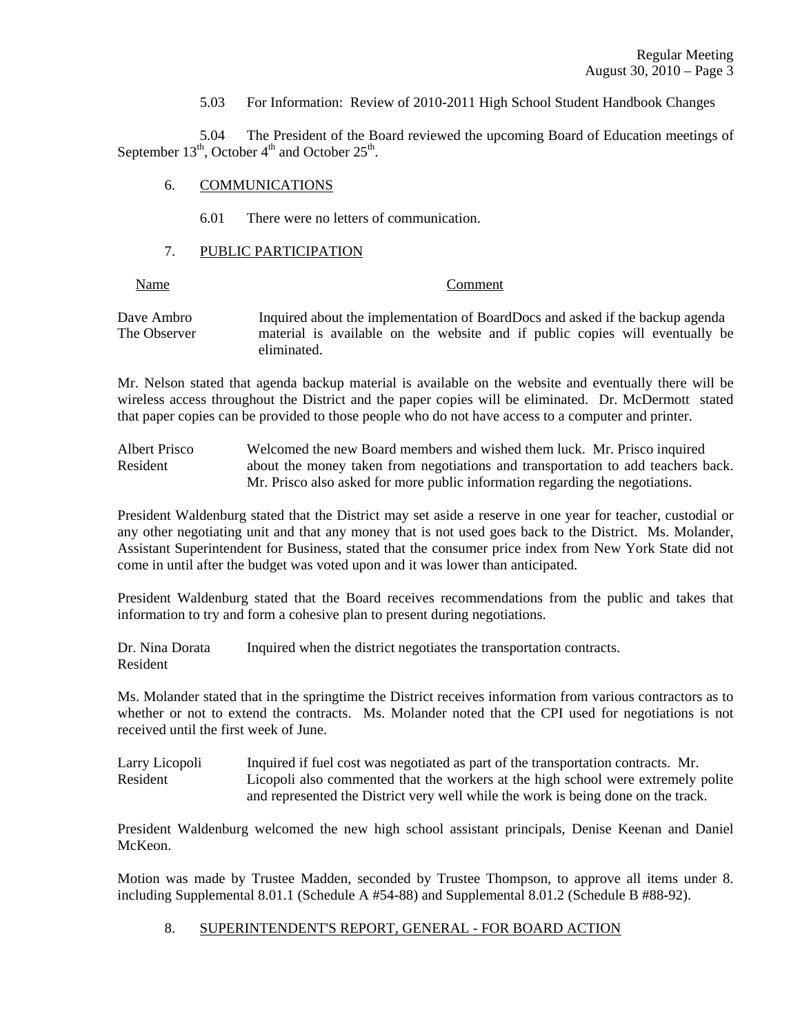5.03 For Information: Review of 2010-2011 High School Student Handbook Changes

5.04 The President of the Board reviewed the upcoming Board of Education meetings of September 13th, October 4th and October 25th.

6. COMMUNICATIONS

6.01 There were no letters of communication.

7. PUBLIC PARTICIPATION

| Name | Comment |
|---|---|
| Dave Ambro<br>The Observer | Inquired about the implementation of BoardDocs and asked if the backup agenda material is available on the website and if public copies will eventually be eliminated. |

Mr. Nelson stated that agenda backup material is available on the website and eventually there will be wireless access throughout the District and the paper copies will be eliminated. Dr. McDermott stated that paper copies can be provided to those people who do not have access to a computer and printer.

| | |
|---|---|
| Albert Prisco<br>Resident | Welcomed the new Board members and wished them luck. Mr. Prisco inquired about the money taken from negotiations and transportation to add teachers back. Mr. Prisco also asked for more public information regarding the negotiations. |

President Waldenburg stated that the District may set aside a reserve in one year for teacher, custodial or any other negotiating unit and that any money that is not used goes back to the District. Ms. Molander, Assistant Superintendent for Business, stated that the consumer price index from New York State did not come in until after the budget was voted upon and it was lower than anticipated.

President Waldenburg stated that the Board receives recommendations from the public and takes that information to try and form a cohesive plan to present during negotiations.

| | |
|---|---|
| Dr. Nina Dorata<br>Resident | Inquired when the district negotiates the transportation contracts. |

Ms. Molander stated that in the springtime the District receives information from various contractors as to whether or not to extend the contracts. Ms. Molander noted that the CPI used for negotiations is not received until the first week of June.

| | |
|---|---|
| Larry Licopoli<br>Resident | Inquired if fuel cost was negotiated as part of the transportation contracts. Mr. Licopoli also commented that the workers at the high school were extremely polite and represented the District very well while the work is being done on the track. |

President Waldenburg welcomed the new high school assistant principals, Denise Keenan and Daniel McKeon.

Motion was made by Trustee Madden, seconded by Trustee Thompson, to approve all items under 8. including Supplemental 8.01.1 (Schedule A #54-88) and Supplemental 8.01.2 (Schedule B #88-92).

8. SUPERINTENDENT'S REPORT, GENERAL - FOR BOARD ACTION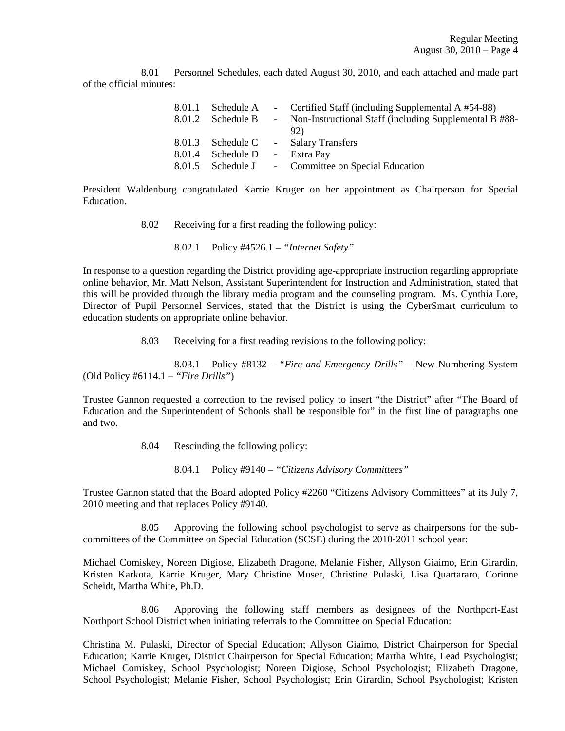8.01 Personnel Schedules, each dated August 30, 2010, and each attached and made part of the official minutes:

| | | | |
|---|---|---|---|
| 8.01.1 | Schedule A | - | Certified Staff (including Supplemental A #54-88) |
| 8.01.2 | Schedule B | - | Non-Instructional Staff (including Supplemental B #88-92) |
| 8.01.3 | Schedule C | - | Salary Transfers |
| 8.01.4 | Schedule D | - | Extra Pay |
| 8.01.5 | Schedule J | - | Committee on Special Education |

President Waldenburg congratulated Karrie Kruger on her appointment as Chairperson for Special Education.

8.02 Receiving for a first reading the following policy:

8.02.1 Policy #4526.1 – *"Internet Safety"*

In response to a question regarding the District providing age-appropriate instruction regarding appropriate online behavior, Mr. Matt Nelson, Assistant Superintendent for Instruction and Administration, stated that this will be provided through the library media program and the counseling program. Ms. Cynthia Lore, Director of Pupil Personnel Services, stated that the District is using the CyberSmart curriculum to education students on appropriate online behavior.

8.03 Receiving for a first reading revisions to the following policy:

8.03.1 Policy #8132 – *"Fire and Emergency Drills"* – New Numbering System (Old Policy #6114.1 – *"Fire Drills"*)

Trustee Gannon requested a correction to the revised policy to insert "the District" after "The Board of Education and the Superintendent of Schools shall be responsible for" in the first line of paragraphs one and two.

8.04 Rescinding the following policy:

8.04.1 Policy #9140 – *"Citizens Advisory Committees"*

Trustee Gannon stated that the Board adopted Policy #2260 "Citizens Advisory Committees" at its July 7, 2010 meeting and that replaces Policy #9140.

8.05 Approving the following school psychologist to serve as chairpersons for the sub-committees of the Committee on Special Education (SCSE) during the 2010-2011 school year:

Michael Comiskey, Noreen Digiose, Elizabeth Dragone, Melanie Fisher, Allyson Giaimo, Erin Girardin, Kristen Karkota, Karrie Kruger, Mary Christine Moser, Christine Pulaski, Lisa Quartararo, Corinne Scheidt, Martha White, Ph.D.

8.06 Approving the following staff members as designees of the Northport-East Northport School District when initiating referrals to the Committee on Special Education:

Christina M. Pulaski, Director of Special Education; Allyson Giaimo, District Chairperson for Special Education; Karrie Kruger, District Chairperson for Special Education; Martha White, Lead Psychologist; Michael Comiskey, School Psychologist; Noreen Digiose, School Psychologist; Elizabeth Dragone, School Psychologist; Melanie Fisher, School Psychologist; Erin Girardin, School Psychologist; Kristen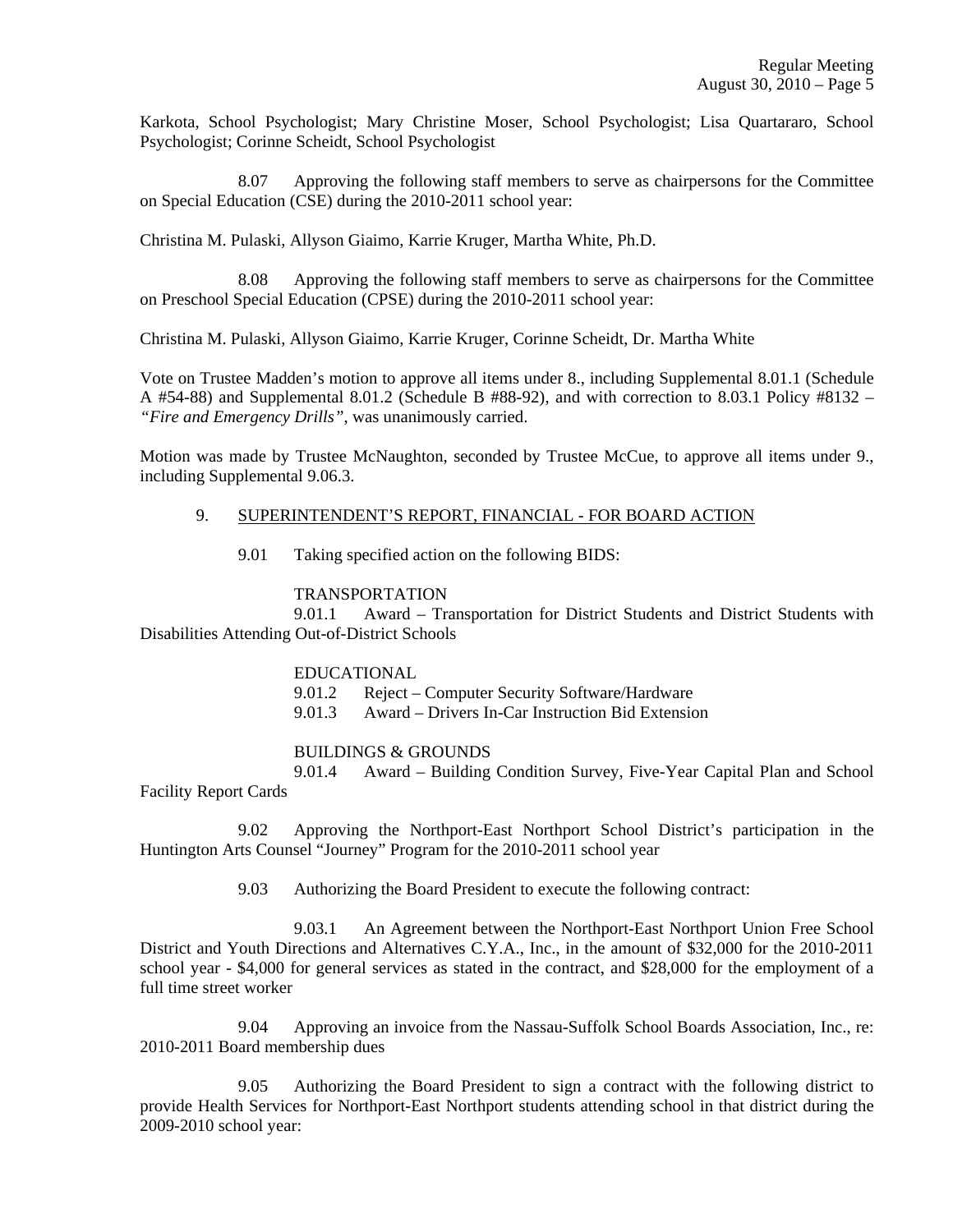Karkota, School Psychologist; Mary Christine Moser, School Psychologist; Lisa Quartararo, School Psychologist; Corinne Scheidt, School Psychologist

8.07 Approving the following staff members to serve as chairpersons for the Committee on Special Education (CSE) during the 2010-2011 school year:

Christina M. Pulaski, Allyson Giaimo, Karrie Kruger, Martha White, Ph.D.

8.08 Approving the following staff members to serve as chairpersons for the Committee on Preschool Special Education (CPSE) during the 2010-2011 school year:

Christina M. Pulaski, Allyson Giaimo, Karrie Kruger, Corinne Scheidt, Dr. Martha White

Vote on Trustee Madden's motion to approve all items under 8., including Supplemental 8.01.1 (Schedule A #54-88) and Supplemental 8.01.2 (Schedule B #88-92), and with correction to 8.03.1 Policy #8132 – *"Fire and Emergency Drills"*, was unanimously carried.

Motion was made by Trustee McNaughton, seconded by Trustee McCue, to approve all items under 9., including Supplemental 9.06.3.

9. SUPERINTENDENT'S REPORT, FINANCIAL - FOR BOARD ACTION

9.01 Taking specified action on the following BIDS:

TRANSPORTATION

9.01.1 Award – Transportation for District Students and District Students with Disabilities Attending Out-of-District Schools

EDUCATIONAL

9.01.2 Reject – Computer Security Software/Hardware

9.01.3 Award – Drivers In-Car Instruction Bid Extension

BUILDINGS & GROUNDS

9.01.4 Award – Building Condition Survey, Five-Year Capital Plan and School Facility Report Cards

9.02 Approving the Northport-East Northport School District's participation in the Huntington Arts Counsel "Journey" Program for the 2010-2011 school year

9.03 Authorizing the Board President to execute the following contract:

9.03.1 An Agreement between the Northport-East Northport Union Free School District and Youth Directions and Alternatives C.Y.A., Inc., in the amount of $32,000 for the 2010-2011 school year - $4,000 for general services as stated in the contract, and $28,000 for the employment of a full time street worker

9.04 Approving an invoice from the Nassau-Suffolk School Boards Association, Inc., re: 2010-2011 Board membership dues

9.05 Authorizing the Board President to sign a contract with the following district to provide Health Services for Northport-East Northport students attending school in that district during the 2009-2010 school year: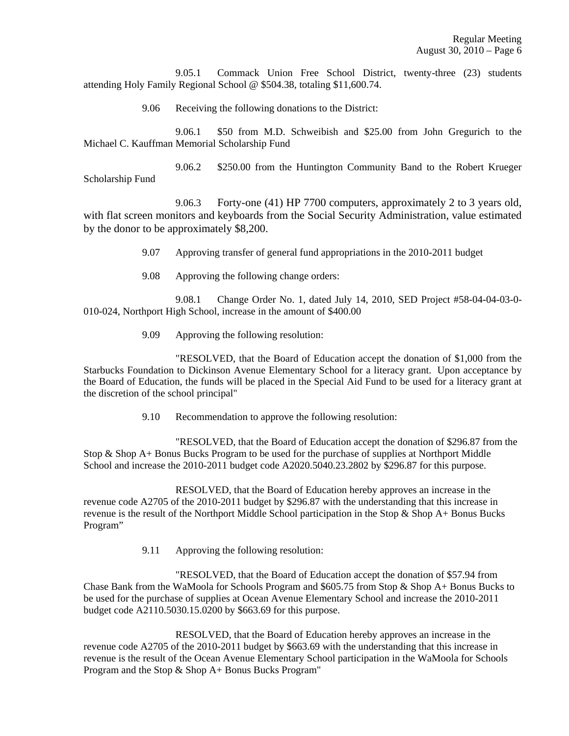9.05.1 Commack Union Free School District, twenty-three (23) students attending Holy Family Regional School @ $504.38, totaling $11,600.74.

9.06 Receiving the following donations to the District:

9.06.1 $50 from M.D. Schweibish and $25.00 from John Gregurich to the Michael C. Kauffman Memorial Scholarship Fund

9.06.2 $250.00 from the Huntington Community Band to the Robert Krueger Scholarship Fund

9.06.3 Forty-one (41) HP 7700 computers, approximately 2 to 3 years old, with flat screen monitors and keyboards from the Social Security Administration, value estimated by the donor to be approximately $8,200.

9.07 Approving transfer of general fund appropriations in the 2010-2011 budget

9.08 Approving the following change orders:

9.08.1 Change Order No. 1, dated July 14, 2010, SED Project #58-04-04-03-0-010-024, Northport High School, increase in the amount of $400.00

9.09 Approving the following resolution:

"RESOLVED, that the Board of Education accept the donation of $1,000 from the Starbucks Foundation to Dickinson Avenue Elementary School for a literacy grant. Upon acceptance by the Board of Education, the funds will be placed in the Special Aid Fund to be used for a literacy grant at the discretion of the school principal"

9.10 Recommendation to approve the following resolution:

"RESOLVED, that the Board of Education accept the donation of $296.87 from the Stop & Shop A+ Bonus Bucks Program to be used for the purchase of supplies at Northport Middle School and increase the 2010-2011 budget code A2020.5040.23.2802 by $296.87 for this purpose.

RESOLVED, that the Board of Education hereby approves an increase in the revenue code A2705 of the 2010-2011 budget by $296.87 with the understanding that this increase in revenue is the result of the Northport Middle School participation in the Stop & Shop A+ Bonus Bucks Program"

9.11 Approving the following resolution:

"RESOLVED, that the Board of Education accept the donation of $57.94 from Chase Bank from the WaMoola for Schools Program and $605.75 from Stop & Shop A+ Bonus Bucks to be used for the purchase of supplies at Ocean Avenue Elementary School and increase the 2010-2011 budget code A2110.5030.15.0200 by $663.69 for this purpose.

RESOLVED, that the Board of Education hereby approves an increase in the revenue code A2705 of the 2010-2011 budget by $663.69 with the understanding that this increase in revenue is the result of the Ocean Avenue Elementary School participation in the WaMoola for Schools Program and the Stop & Shop A+ Bonus Bucks Program"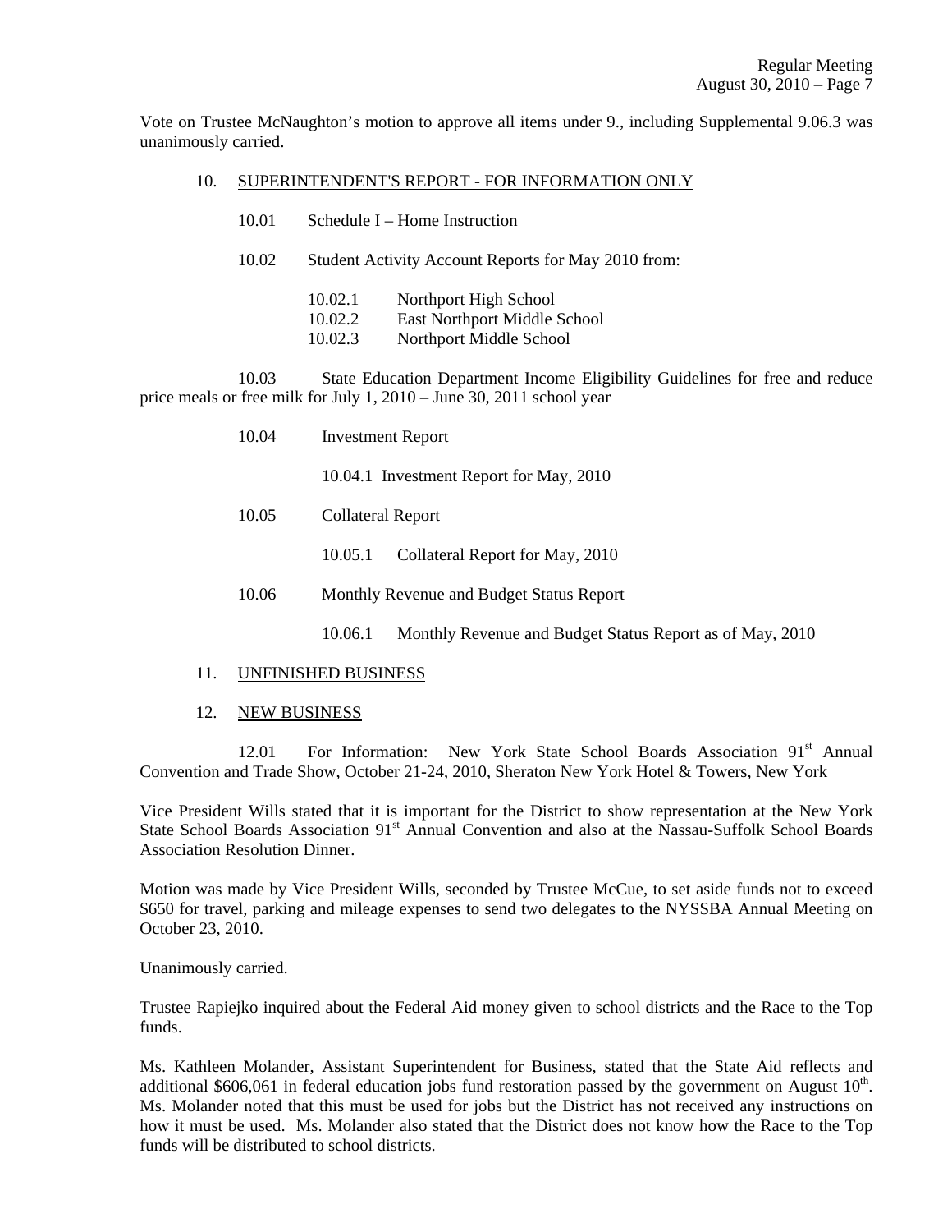Vote on Trustee McNaughton's motion to approve all items under 9., including Supplemental 9.06.3 was unanimously carried.

10. SUPERINTENDENT'S REPORT - FOR INFORMATION ONLY

10.01 Schedule I – Home Instruction

10.02 Student Activity Account Reports for May 2010 from:

10.02.1 Northport High School
10.02.2 East Northport Middle School
10.02.3 Northport Middle School

10.03 State Education Department Income Eligibility Guidelines for free and reduce price meals or free milk for July 1, 2010 – June 30, 2011 school year

10.04 Investment Report

10.04.1 Investment Report for May, 2010

10.05 Collateral Report

10.05.1 Collateral Report for May, 2010

10.06 Monthly Revenue and Budget Status Report

10.06.1 Monthly Revenue and Budget Status Report as of May, 2010

11. UNFINISHED BUSINESS

12. NEW BUSINESS

12.01 For Information: New York State School Boards Association 91st Annual Convention and Trade Show, October 21-24, 2010, Sheraton New York Hotel & Towers, New York

Vice President Wills stated that it is important for the District to show representation at the New York State School Boards Association 91st Annual Convention and also at the Nassau-Suffolk School Boards Association Resolution Dinner.

Motion was made by Vice President Wills, seconded by Trustee McCue, to set aside funds not to exceed $650 for travel, parking and mileage expenses to send two delegates to the NYSSBA Annual Meeting on October 23, 2010.

Unanimously carried.

Trustee Rapiejko inquired about the Federal Aid money given to school districts and the Race to the Top funds.

Ms. Kathleen Molander, Assistant Superintendent for Business, stated that the State Aid reflects and additional $606,061 in federal education jobs fund restoration passed by the government on August 10th. Ms. Molander noted that this must be used for jobs but the District has not received any instructions on how it must be used. Ms. Molander also stated that the District does not know how the Race to the Top funds will be distributed to school districts.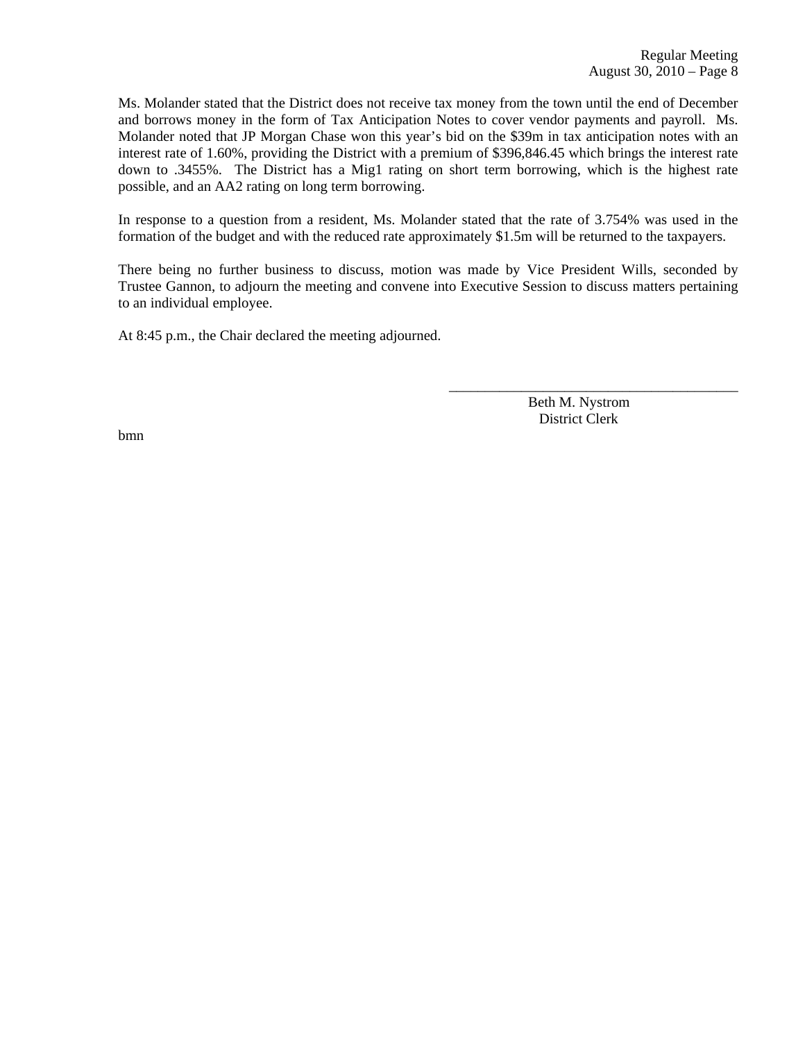Ms. Molander stated that the District does not receive tax money from the town until the end of December and borrows money in the form of Tax Anticipation Notes to cover vendor payments and payroll. Ms. Molander noted that JP Morgan Chase won this year's bid on the $39m in tax anticipation notes with an interest rate of 1.60%, providing the District with a premium of $396,846.45 which brings the interest rate down to .3455%. The District has a Mig1 rating on short term borrowing, which is the highest rate possible, and an AA2 rating on long term borrowing.

In response to a question from a resident, Ms. Molander stated that the rate of 3.754% was used in the formation of the budget and with the reduced rate approximately $1.5m will be returned to the taxpayers.

There being no further business to discuss, motion was made by Vice President Wills, seconded by Trustee Gannon, to adjourn the meeting and convene into Executive Session to discuss matters pertaining to an individual employee.

At 8:45 p.m., the Chair declared the meeting adjourned.

\_\_\_\_\_\_\_\_\_\_\_\_\_\_\_\_\_\_\_\_\_\_\_\_\_\_\_\_\_\_\_\_\_\_\_\_\_\_\_\_\_

Beth M. Nystrom
District Clerk

bmn